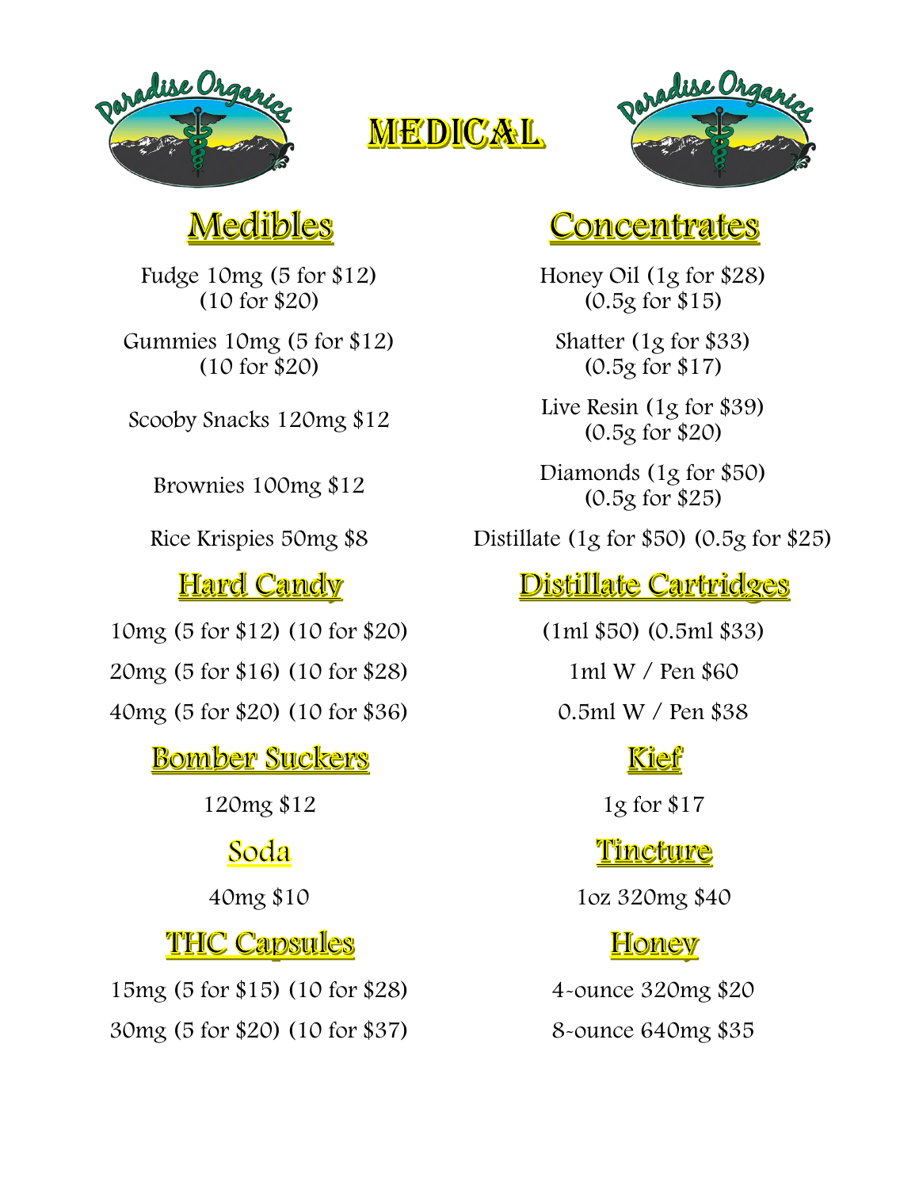# MEDICAL

## Medibles

Fudge 10mg (5 for $12) (10 for $20)

Gummies 10mg (5 for $12) (10 for $20)

Scooby Snacks 120mg $12

Brownies 100mg $12

Rice Krispies 50mg $8

## Hard Candy

10mg (5 for $12) (10 for $20)

20mg (5 for $16) (10 for $28)

40mg (5 for $20) (10 for $36)

## Bomber Suckers

120mg $12

## Soda

40mg $10

## THC Capsules

15mg (5 for $15) (10 for $28)

30mg (5 for $20) (10 for $37)

## Concentrates

Honey Oil (1g for $28) (0.5g for $15)

Shatter (1g for $33) (0.5g for $17)

Live Resin (1g for $39) (0.5g for $20)

Diamonds (1g for $50) (0.5g for $25)

Distillate (1g for $50) (0.5g for $25)

## Distillate Cartridges

(1ml $50) (0.5ml $33)

1ml W / Pen $60

0.5ml W / Pen $38

## Kief

1g for $17

## Tincture

1oz 320mg $40

## Honey

4-ounce 320mg $20

8-ounce 640mg $35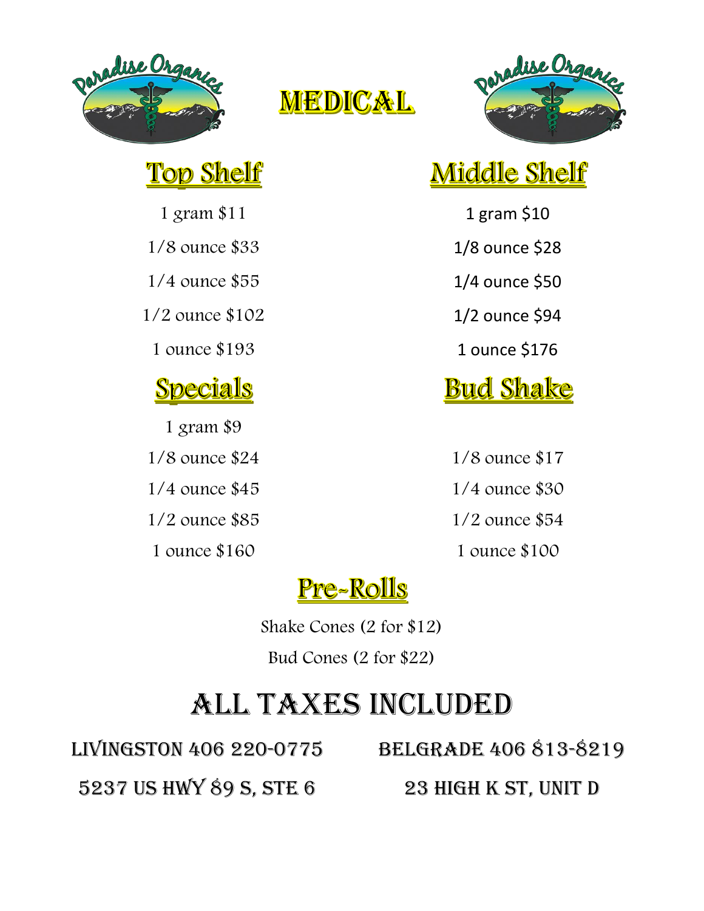# MEDICAL

## Top Shelf

1 gram $11

1/8 ounce $33

1/4 ounce $55

1/2 ounce $102

1 ounce $193

## Middle Shelf

1 gram $10

1/8 ounce $28

1/4 ounce $50

1/2 ounce $94

1 ounce $176

## Specials

1 gram $9

1/8 ounce $24

1/4 ounce $45

1/2 ounce $85

1 ounce $160

## Bud Shake

1/8 ounce $17

1/4 ounce $30

1/2 ounce $54

1 ounce $100

## Pre-Rolls

Shake Cones (2 for $12)

Bud Cones (2 for $22)

# ALL TAXES INCLUDED

LIVINGSTON 406 220-0775
5237 US HWY 89 S, STE 6

BELGRADE 406 813-8219
23 HIGH K ST, UNIT D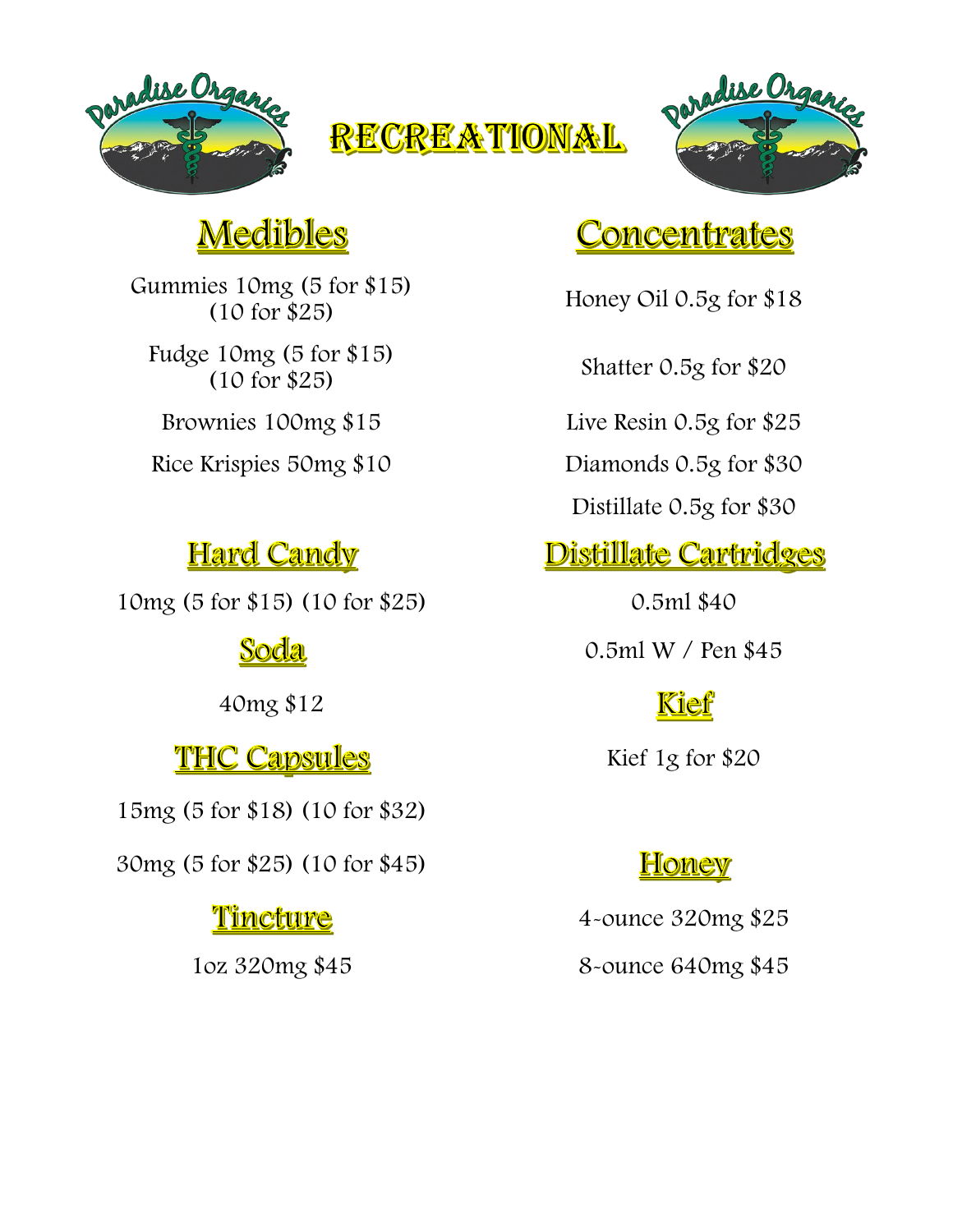# Recreational

## Medibles

Gummies 10mg (5 for $15) (10 for $25)

Fudge 10mg (5 for $15) (10 for $25)

Brownies 100mg $15

Rice Krispies 50mg $10

## Hard Candy

10mg (5 for $15) (10 for $25)

## Soda

40mg $12

## THC Capsules

15mg (5 for $18) (10 for $32)

30mg (5 for $25) (10 for $45)

## Tincture

1oz 320mg $45

## Concentrates

Honey Oil 0.5g for $18

Shatter 0.5g for $20

Live Resin 0.5g for $25

Diamonds 0.5g for $30

Distillate 0.5g for $30

## Distillate Cartridges

0.5ml $40

0.5ml W / Pen $45

## Kief

Kief 1g for $20

## Honey

4-ounce 320mg $25

8-ounce 640mg $45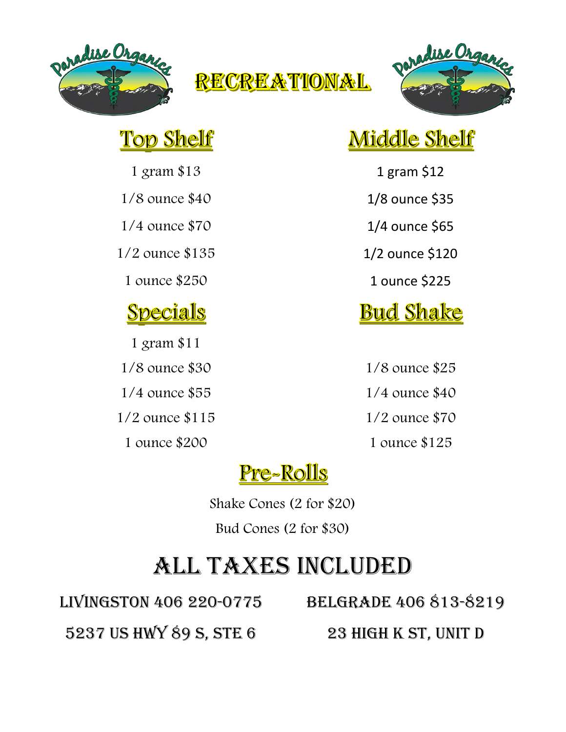# RECREATIONAL

## Top Shelf

1 gram $13

1/8 ounce $40

1/4 ounce $70

1/2 ounce $135

1 ounce $250

## Middle Shelf

1 gram $12

1/8 ounce $35

1/4 ounce $65

1/2 ounce $120

1 ounce $225

## Specials

1 gram $11

1/8 ounce $30

1/4 ounce $55

1/2 ounce $115

1 ounce $200

## Bud Shake

1/8 ounce $25

1/4 ounce $40

1/2 ounce $70

1 ounce $125

## Pre-Rolls

Shake Cones (2 for $20)

Bud Cones (2 for $30)

# ALL TAXES INCLUDED

LIVINGSTON 406 220-0775

5237 US HWY 89 S, STE 6

BELGRADE 406 813-8219

23 HIGH K ST, UNIT D